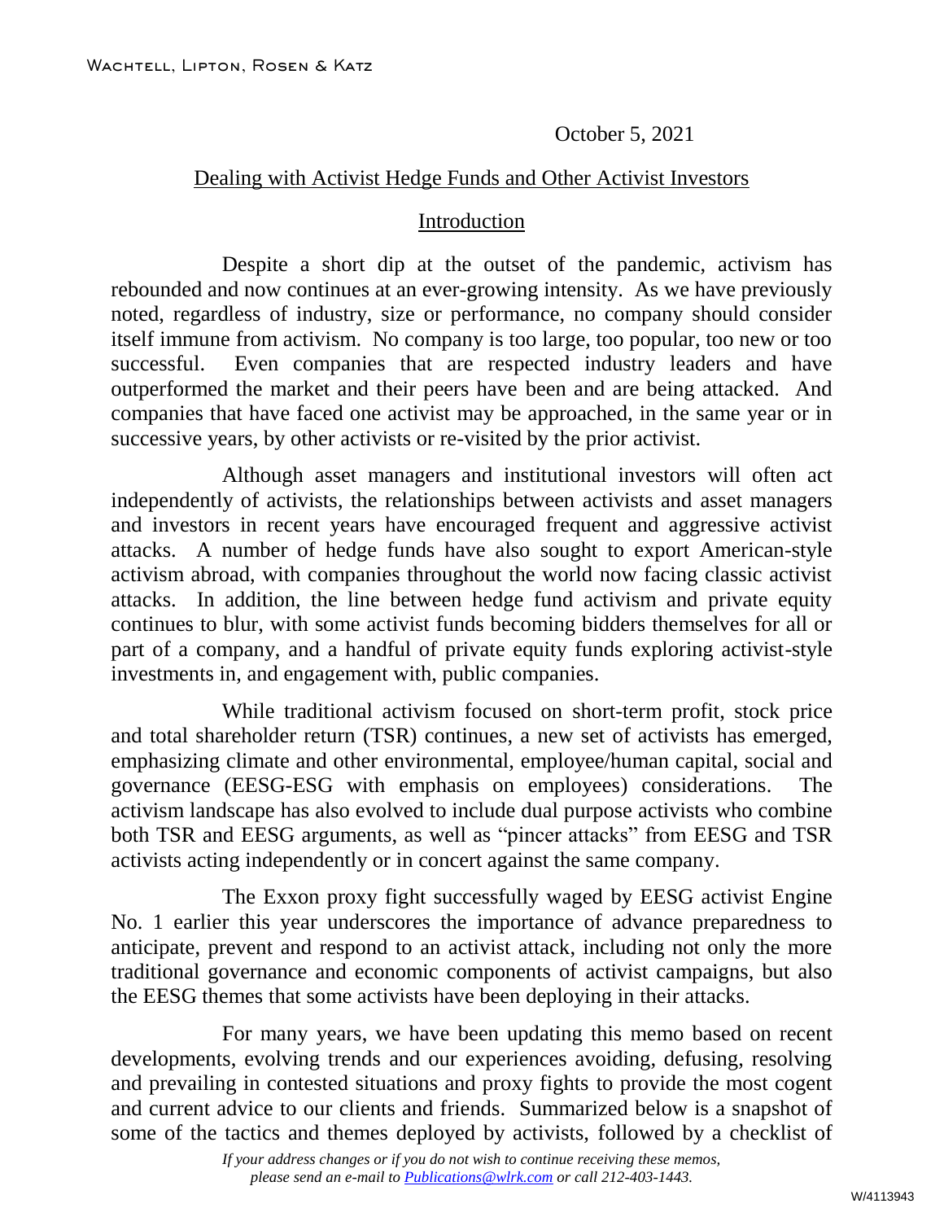WACHTELL, LIPTON, ROSEN & KATZ

October 5, 2021

## Dealing with Activist Hedge Funds and Other Activist Investors

### Introduction

Despite a short dip at the outset of the pandemic, activism has rebounded and now continues at an ever-growing intensity. As we have previously noted, regardless of industry, size or performance, no company should consider itself immune from activism. No company is too large, too popular, too new or too successful. Even companies that are respected industry leaders and have outperformed the market and their peers have been and are being attacked. And companies that have faced one activist may be approached, in the same year or in successive years, by other activists or re-visited by the prior activist.

Although asset managers and institutional investors will often act independently of activists, the relationships between activists and asset managers and investors in recent years have encouraged frequent and aggressive activist attacks. A number of hedge funds have also sought to export American-style activism abroad, with companies throughout the world now facing classic activist attacks. In addition, the line between hedge fund activism and private equity continues to blur, with some activist funds becoming bidders themselves for all or part of a company, and a handful of private equity funds exploring activist-style investments in, and engagement with, public companies.

While traditional activism focused on short-term profit, stock price and total shareholder return (TSR) continues, a new set of activists has emerged, emphasizing climate and other environmental, employee/human capital, social and governance (EESG-ESG with emphasis on employees) considerations. The activism landscape has also evolved to include dual purpose activists who combine both TSR and EESG arguments, as well as "pincer attacks" from EESG and TSR activists acting independently or in concert against the same company.

The Exxon proxy fight successfully waged by EESG activist Engine No. 1 earlier this year underscores the importance of advance preparedness to anticipate, prevent and respond to an activist attack, including not only the more traditional governance and economic components of activist campaigns, but also the EESG themes that some activists have been deploying in their attacks.

For many years, we have been updating this memo based on recent developments, evolving trends and our experiences avoiding, defusing, resolving and prevailing in contested situations and proxy fights to provide the most cogent and current advice to our clients and friends. Summarized below is a snapshot of some of the tactics and themes deployed by activists, followed by a checklist of

*If your address changes or if you do not wish to continue receiving these memos, please send an e-mail to Publications@wlrk.com or call 212-403-1443.*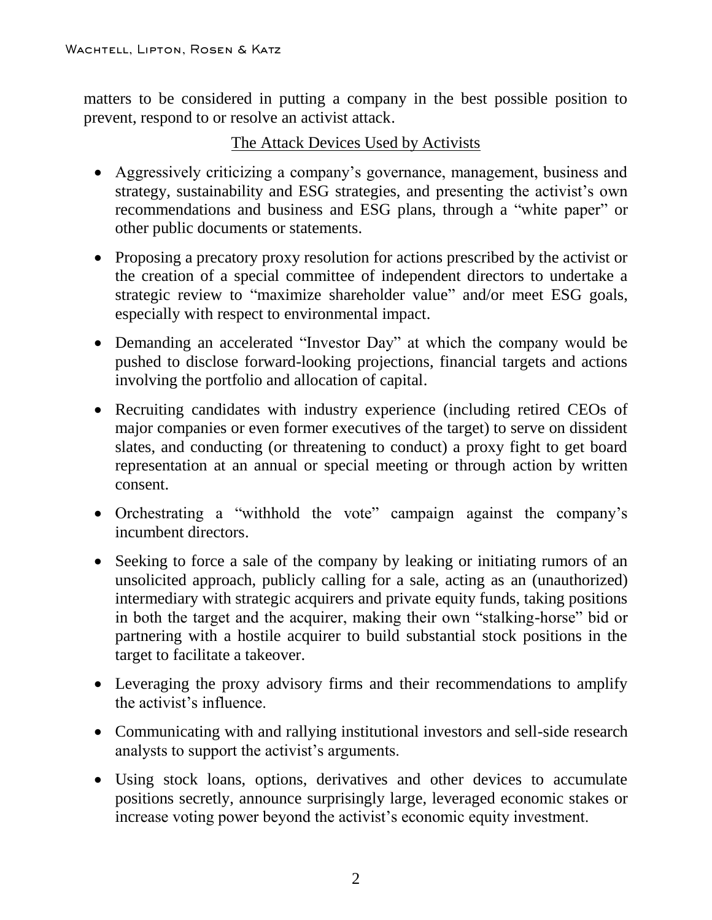matters to be considered in putting a company in the best possible position to prevent, respond to or resolve an activist attack.

## The Attack Devices Used by Activists

- Aggressively criticizing a company's governance, management, business and strategy, sustainability and ESG strategies, and presenting the activist's own recommendations and business and ESG plans, through a "white paper" or other public documents or statements.
- Proposing a precatory proxy resolution for actions prescribed by the activist or the creation of a special committee of independent directors to undertake a strategic review to "maximize shareholder value" and/or meet ESG goals, especially with respect to environmental impact.
- Demanding an accelerated "Investor Day" at which the company would be pushed to disclose forward-looking projections, financial targets and actions involving the portfolio and allocation of capital.
- Recruiting candidates with industry experience (including retired CEOs of major companies or even former executives of the target) to serve on dissident slates, and conducting (or threatening to conduct) a proxy fight to get board representation at an annual or special meeting or through action by written consent.
- Orchestrating a "withhold the vote" campaign against the company's incumbent directors.
- Seeking to force a sale of the company by leaking or initiating rumors of an unsolicited approach, publicly calling for a sale, acting as an (unauthorized) intermediary with strategic acquirers and private equity funds, taking positions in both the target and the acquirer, making their own "stalking-horse" bid or partnering with a hostile acquirer to build substantial stock positions in the target to facilitate a takeover.
- Leveraging the proxy advisory firms and their recommendations to amplify the activist's influence.
- Communicating with and rallying institutional investors and sell-side research analysts to support the activist's arguments.
- Using stock loans, options, derivatives and other devices to accumulate positions secretly, announce surprisingly large, leveraged economic stakes or increase voting power beyond the activist's economic equity investment.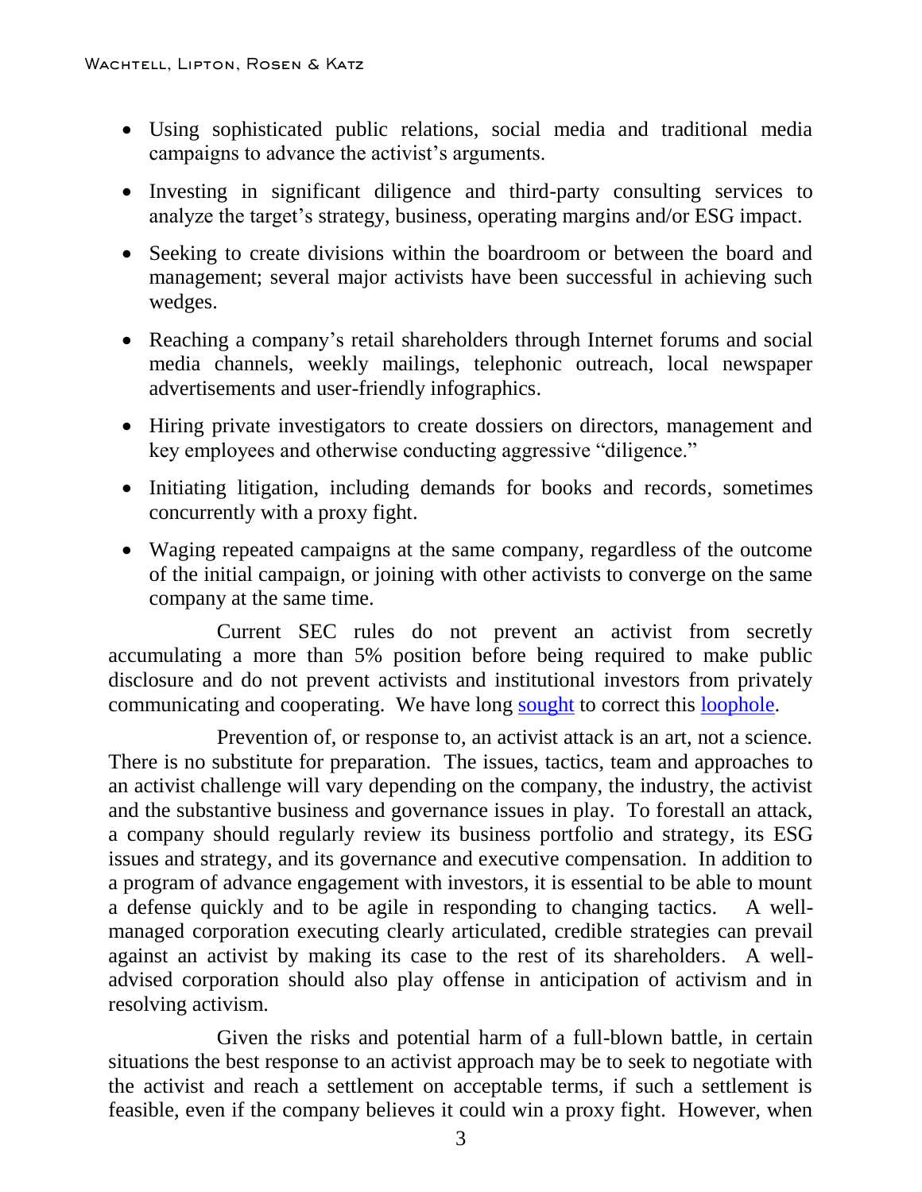- Using sophisticated public relations, social media and traditional media campaigns to advance the activist's arguments.
- Investing in significant diligence and third-party consulting services to analyze the target's strategy, business, operating margins and/or ESG impact.
- Seeking to create divisions within the boardroom or between the board and management; several major activists have been successful in achieving such wedges.
- Reaching a company's retail shareholders through Internet forums and social media channels, weekly mailings, telephonic outreach, local newspaper advertisements and user-friendly infographics.
- Hiring private investigators to create dossiers on directors, management and key employees and otherwise conducting aggressive "diligence."
- Initiating litigation, including demands for books and records, sometimes concurrently with a proxy fight.
- Waging repeated campaigns at the same company, regardless of the outcome of the initial campaign, or joining with other activists to converge on the same company at the same time.

Current SEC rules do not prevent an activist from secretly accumulating a more than 5% position before being required to make public disclosure and do not prevent activists and institutional investors from privately communicating and cooperating. We have long sought to correct this loophole.

Prevention of, or response to, an activist attack is an art, not a science. There is no substitute for preparation. The issues, tactics, team and approaches to an activist challenge will vary depending on the company, the industry, the activist and the substantive business and governance issues in play. To forestall an attack, a company should regularly review its business portfolio and strategy, its ESG issues and strategy, and its governance and executive compensation. In addition to a program of advance engagement with investors, it is essential to be able to mount a defense quickly and to be agile in responding to changing tactics. A well-managed corporation executing clearly articulated, credible strategies can prevail against an activist by making its case to the rest of its shareholders. A well-advised corporation should also play offense in anticipation of activism and in resolving activism.

Given the risks and potential harm of a full-blown battle, in certain situations the best response to an activist approach may be to seek to negotiate with the activist and reach a settlement on acceptable terms, if such a settlement is feasible, even if the company believes it could win a proxy fight. However, when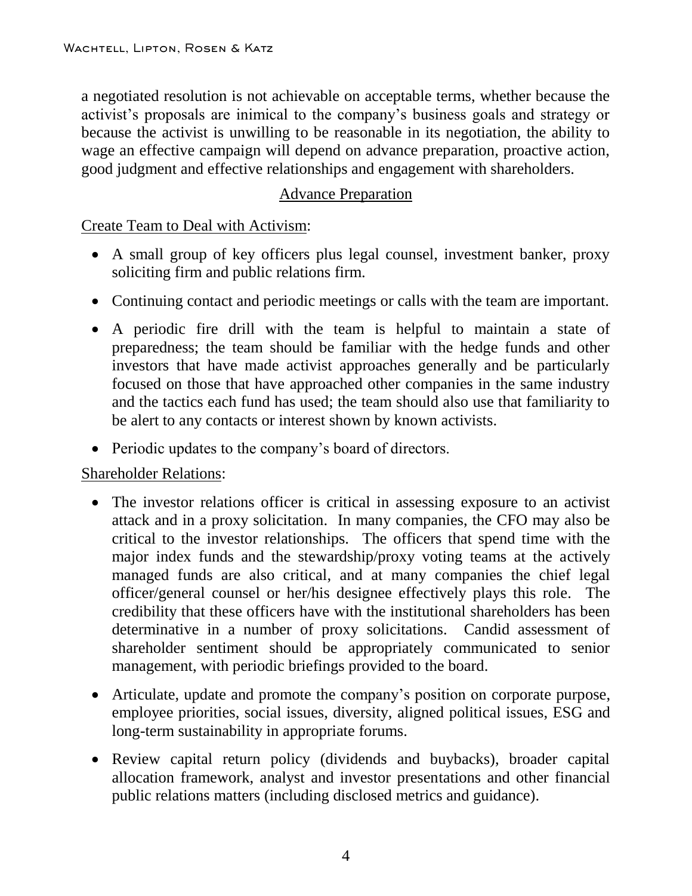a negotiated resolution is not achievable on acceptable terms, whether because the activist's proposals are inimical to the company's business goals and strategy or because the activist is unwilling to be reasonable in its negotiation, the ability to wage an effective campaign will depend on advance preparation, proactive action, good judgment and effective relationships and engagement with shareholders.

## Advance Preparation

Create Team to Deal with Activism:

- A small group of key officers plus legal counsel, investment banker, proxy soliciting firm and public relations firm.
- Continuing contact and periodic meetings or calls with the team are important.
- A periodic fire drill with the team is helpful to maintain a state of preparedness; the team should be familiar with the hedge funds and other investors that have made activist approaches generally and be particularly focused on those that have approached other companies in the same industry and the tactics each fund has used; the team should also use that familiarity to be alert to any contacts or interest shown by known activists.
- Periodic updates to the company's board of directors.

Shareholder Relations:

- The investor relations officer is critical in assessing exposure to an activist attack and in a proxy solicitation. In many companies, the CFO may also be critical to the investor relationships. The officers that spend time with the major index funds and the stewardship/proxy voting teams at the actively managed funds are also critical, and at many companies the chief legal officer/general counsel or her/his designee effectively plays this role. The credibility that these officers have with the institutional shareholders has been determinative in a number of proxy solicitations. Candid assessment of shareholder sentiment should be appropriately communicated to senior management, with periodic briefings provided to the board.
- Articulate, update and promote the company's position on corporate purpose, employee priorities, social issues, diversity, aligned political issues, ESG and long-term sustainability in appropriate forums.
- Review capital return policy (dividends and buybacks), broader capital allocation framework, analyst and investor presentations and other financial public relations matters (including disclosed metrics and guidance).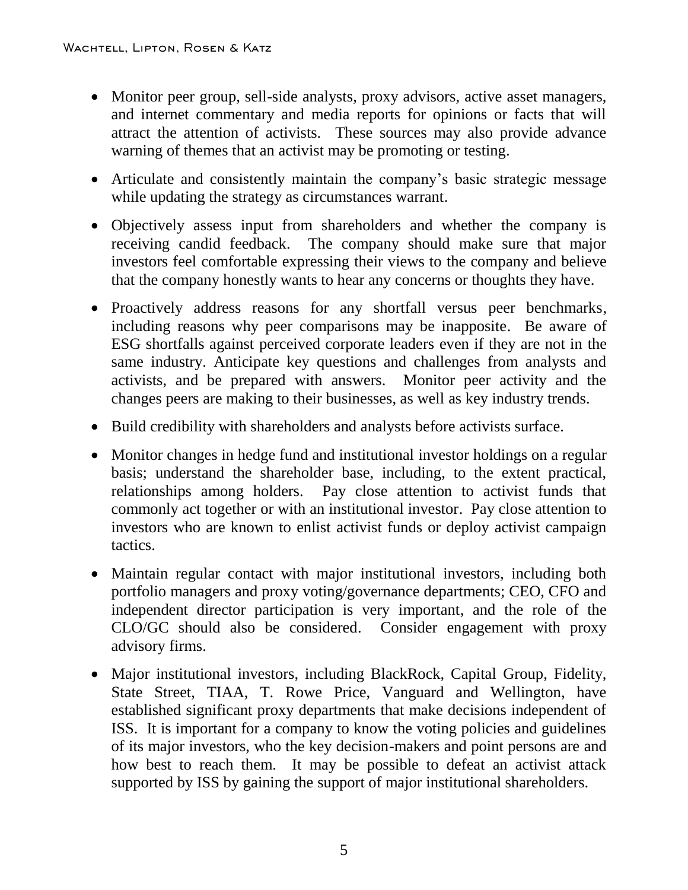- Monitor peer group, sell-side analysts, proxy advisors, active asset managers, and internet commentary and media reports for opinions or facts that will attract the attention of activists. These sources may also provide advance warning of themes that an activist may be promoting or testing.
- Articulate and consistently maintain the company's basic strategic message while updating the strategy as circumstances warrant.
- Objectively assess input from shareholders and whether the company is receiving candid feedback. The company should make sure that major investors feel comfortable expressing their views to the company and believe that the company honestly wants to hear any concerns or thoughts they have.
- Proactively address reasons for any shortfall versus peer benchmarks, including reasons why peer comparisons may be inapposite. Be aware of ESG shortfalls against perceived corporate leaders even if they are not in the same industry. Anticipate key questions and challenges from analysts and activists, and be prepared with answers. Monitor peer activity and the changes peers are making to their businesses, as well as key industry trends.
- Build credibility with shareholders and analysts before activists surface.
- Monitor changes in hedge fund and institutional investor holdings on a regular basis; understand the shareholder base, including, to the extent practical, relationships among holders. Pay close attention to activist funds that commonly act together or with an institutional investor. Pay close attention to investors who are known to enlist activist funds or deploy activist campaign tactics.
- Maintain regular contact with major institutional investors, including both portfolio managers and proxy voting/governance departments; CEO, CFO and independent director participation is very important, and the role of the CLO/GC should also be considered. Consider engagement with proxy advisory firms.
- Major institutional investors, including BlackRock, Capital Group, Fidelity, State Street, TIAA, T. Rowe Price, Vanguard and Wellington, have established significant proxy departments that make decisions independent of ISS. It is important for a company to know the voting policies and guidelines of its major investors, who the key decision-makers and point persons are and how best to reach them. It may be possible to defeat an activist attack supported by ISS by gaining the support of major institutional shareholders.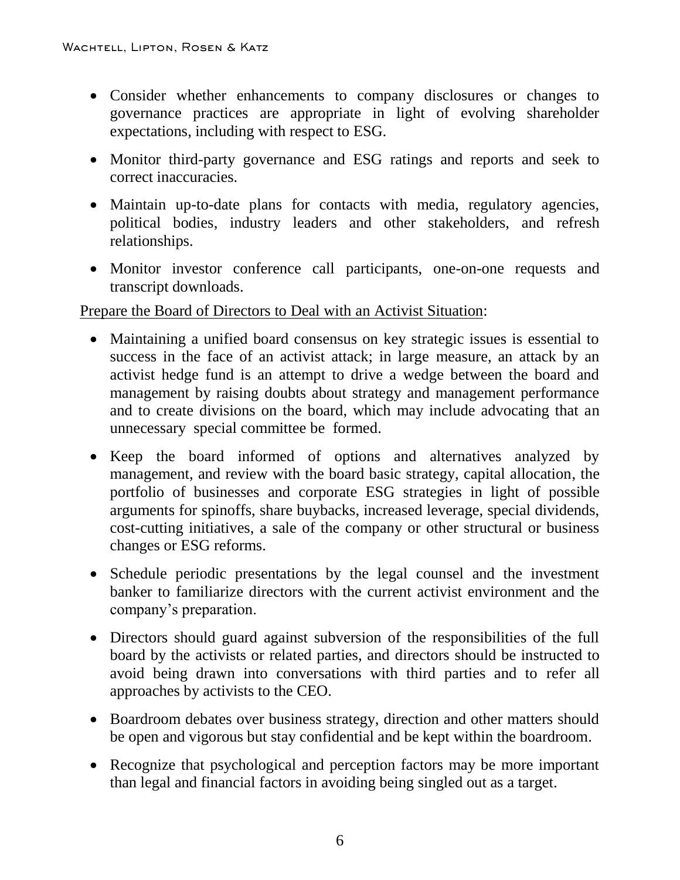- Consider whether enhancements to company disclosures or changes to governance practices are appropriate in light of evolving shareholder expectations, including with respect to ESG.
- Monitor third-party governance and ESG ratings and reports and seek to correct inaccuracies.
- Maintain up-to-date plans for contacts with media, regulatory agencies, political bodies, industry leaders and other stakeholders, and refresh relationships.
- Monitor investor conference call participants, one-on-one requests and transcript downloads.

<u>Prepare the Board of Directors to Deal with an Activist Situation</u>:

- Maintaining a unified board consensus on key strategic issues is essential to success in the face of an activist attack; in large measure, an attack by an activist hedge fund is an attempt to drive a wedge between the board and management by raising doubts about strategy and management performance and to create divisions on the board, which may include advocating that an unnecessary special committee be formed.
- Keep the board informed of options and alternatives analyzed by management, and review with the board basic strategy, capital allocation, the portfolio of businesses and corporate ESG strategies in light of possible arguments for spinoffs, share buybacks, increased leverage, special dividends, cost-cutting initiatives, a sale of the company or other structural or business changes or ESG reforms.
- Schedule periodic presentations by the legal counsel and the investment banker to familiarize directors with the current activist environment and the company's preparation.
- Directors should guard against subversion of the responsibilities of the full board by the activists or related parties, and directors should be instructed to avoid being drawn into conversations with third parties and to refer all approaches by activists to the CEO.
- Boardroom debates over business strategy, direction and other matters should be open and vigorous but stay confidential and be kept within the boardroom.
- Recognize that psychological and perception factors may be more important than legal and financial factors in avoiding being singled out as a target.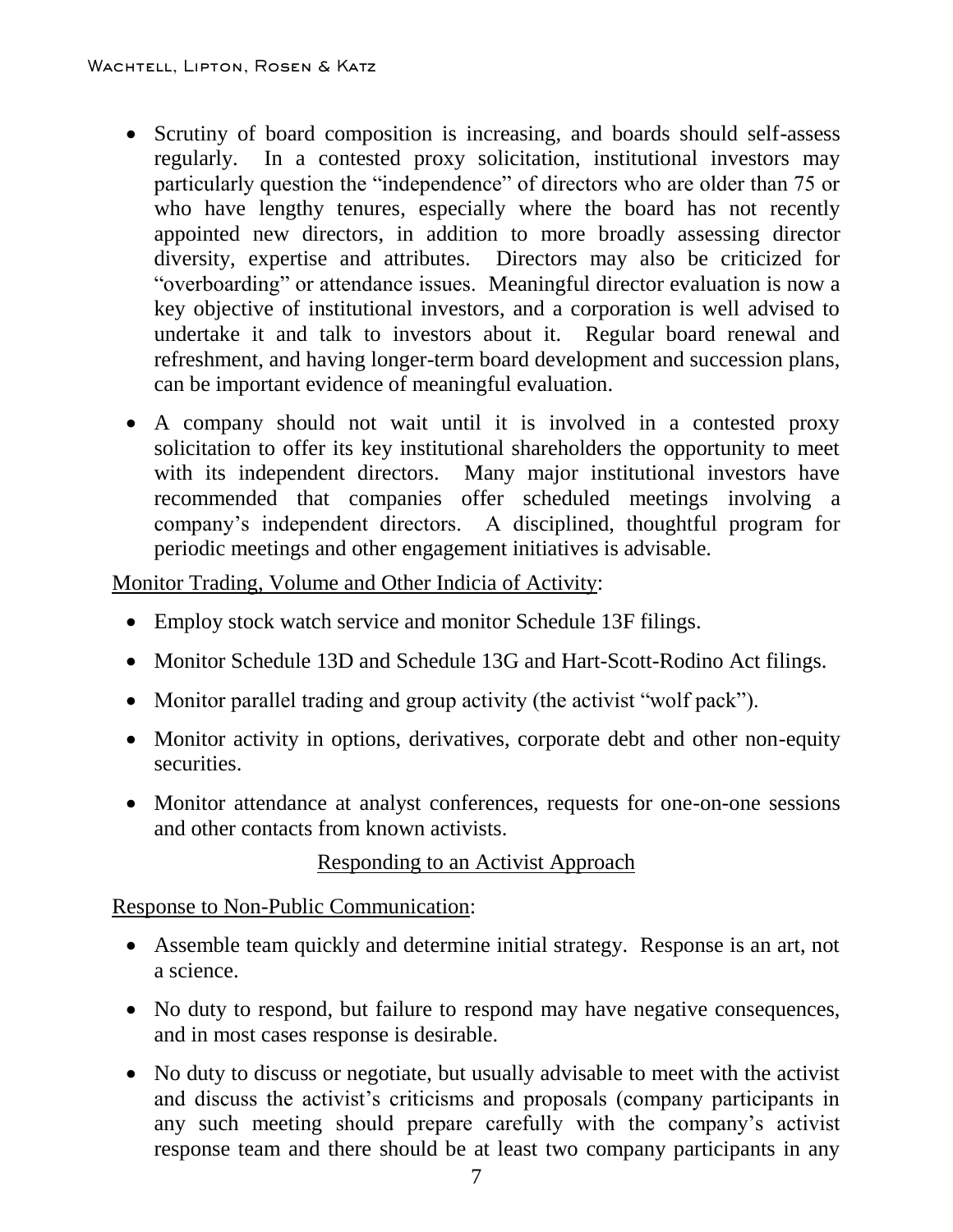- Scrutiny of board composition is increasing, and boards should self-assess regularly. In a contested proxy solicitation, institutional investors may particularly question the "independence" of directors who are older than 75 or who have lengthy tenures, especially where the board has not recently appointed new directors, in addition to more broadly assessing director diversity, expertise and attributes. Directors may also be criticized for "overboarding" or attendance issues. Meaningful director evaluation is now a key objective of institutional investors, and a corporation is well advised to undertake it and talk to investors about it. Regular board renewal and refreshment, and having longer-term board development and succession plans, can be important evidence of meaningful evaluation.
- A company should not wait until it is involved in a contested proxy solicitation to offer its key institutional shareholders the opportunity to meet with its independent directors. Many major institutional investors have recommended that companies offer scheduled meetings involving a company's independent directors. A disciplined, thoughtful program for periodic meetings and other engagement initiatives is advisable.

<u>Monitor Trading, Volume and Other Indicia of Activity</u>:

- Employ stock watch service and monitor Schedule 13F filings.
- Monitor Schedule 13D and Schedule 13G and Hart-Scott-Rodino Act filings.
- Monitor parallel trading and group activity (the activist "wolf pack").
- Monitor activity in options, derivatives, corporate debt and other non-equity securities.
- Monitor attendance at analyst conferences, requests for one-on-one sessions and other contacts from known activists.

## <u>Responding to an Activist Approach</u>

<u>Response to Non-Public Communication</u>:

- Assemble team quickly and determine initial strategy. Response is an art, not a science.
- No duty to respond, but failure to respond may have negative consequences, and in most cases response is desirable.
- No duty to discuss or negotiate, but usually advisable to meet with the activist and discuss the activist's criticisms and proposals (company participants in any such meeting should prepare carefully with the company's activist response team and there should be at least two company participants in any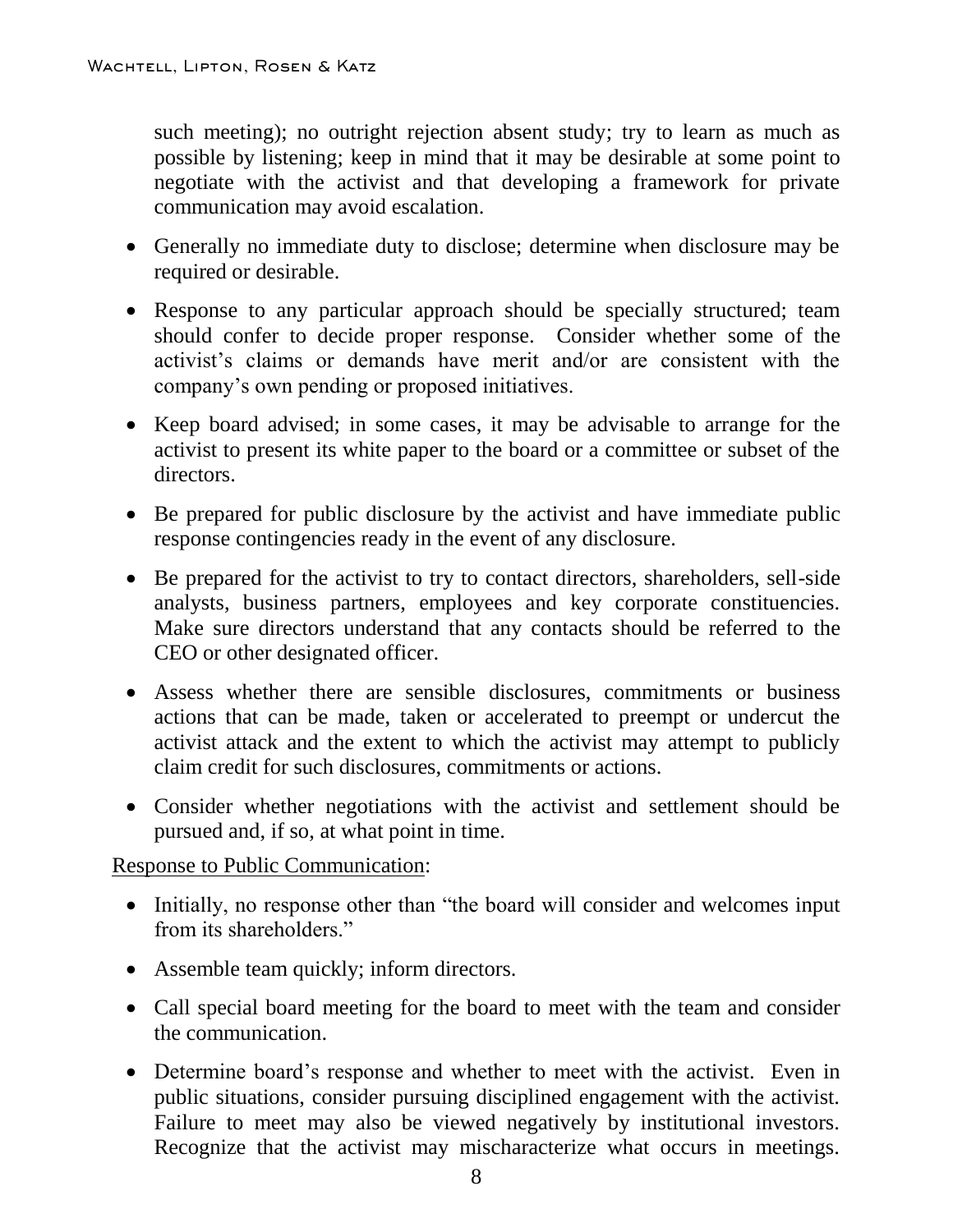such meeting); no outright rejection absent study; try to learn as much as possible by listening; keep in mind that it may be desirable at some point to negotiate with the activist and that developing a framework for private communication may avoid escalation.

- Generally no immediate duty to disclose; determine when disclosure may be required or desirable.
- Response to any particular approach should be specially structured; team should confer to decide proper response. Consider whether some of the activist's claims or demands have merit and/or are consistent with the company's own pending or proposed initiatives.
- Keep board advised; in some cases, it may be advisable to arrange for the activist to present its white paper to the board or a committee or subset of the directors.
- Be prepared for public disclosure by the activist and have immediate public response contingencies ready in the event of any disclosure.
- Be prepared for the activist to try to contact directors, shareholders, sell-side analysts, business partners, employees and key corporate constituencies. Make sure directors understand that any contacts should be referred to the CEO or other designated officer.
- Assess whether there are sensible disclosures, commitments or business actions that can be made, taken or accelerated to preempt or undercut the activist attack and the extent to which the activist may attempt to publicly claim credit for such disclosures, commitments or actions.
- Consider whether negotiations with the activist and settlement should be pursued and, if so, at what point in time.

<u>Response to Public Communication</u>:

- Initially, no response other than "the board will consider and welcomes input from its shareholders."
- Assemble team quickly; inform directors.
- Call special board meeting for the board to meet with the team and consider the communication.
- Determine board's response and whether to meet with the activist. Even in public situations, consider pursuing disciplined engagement with the activist. Failure to meet may also be viewed negatively by institutional investors. Recognize that the activist may mischaracterize what occurs in meetings.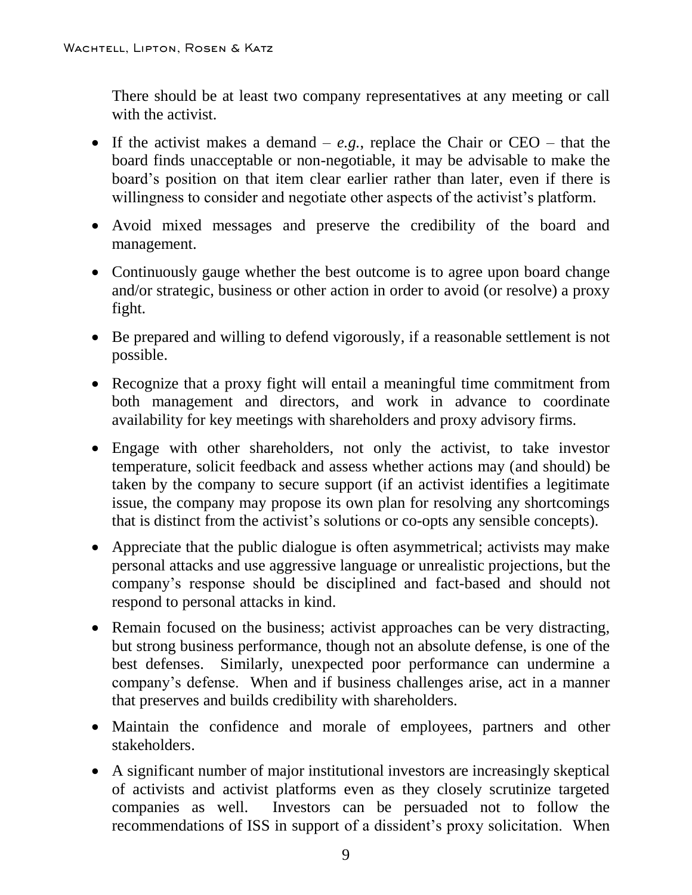There should be at least two company representatives at any meeting or call with the activist.

- If the activist makes a demand – *e.g.*, replace the Chair or CEO – that the board finds unacceptable or non-negotiable, it may be advisable to make the board's position on that item clear earlier rather than later, even if there is willingness to consider and negotiate other aspects of the activist's platform.
- Avoid mixed messages and preserve the credibility of the board and management.
- Continuously gauge whether the best outcome is to agree upon board change and/or strategic, business or other action in order to avoid (or resolve) a proxy fight.
- Be prepared and willing to defend vigorously, if a reasonable settlement is not possible.
- Recognize that a proxy fight will entail a meaningful time commitment from both management and directors, and work in advance to coordinate availability for key meetings with shareholders and proxy advisory firms.
- Engage with other shareholders, not only the activist, to take investor temperature, solicit feedback and assess whether actions may (and should) be taken by the company to secure support (if an activist identifies a legitimate issue, the company may propose its own plan for resolving any shortcomings that is distinct from the activist's solutions or co-opts any sensible concepts).
- Appreciate that the public dialogue is often asymmetrical; activists may make personal attacks and use aggressive language or unrealistic projections, but the company's response should be disciplined and fact-based and should not respond to personal attacks in kind.
- Remain focused on the business; activist approaches can be very distracting, but strong business performance, though not an absolute defense, is one of the best defenses. Similarly, unexpected poor performance can undermine a company's defense. When and if business challenges arise, act in a manner that preserves and builds credibility with shareholders.
- Maintain the confidence and morale of employees, partners and other stakeholders.
- A significant number of major institutional investors are increasingly skeptical of activists and activist platforms even as they closely scrutinize targeted companies as well. Investors can be persuaded not to follow the recommendations of ISS in support of a dissident's proxy solicitation. When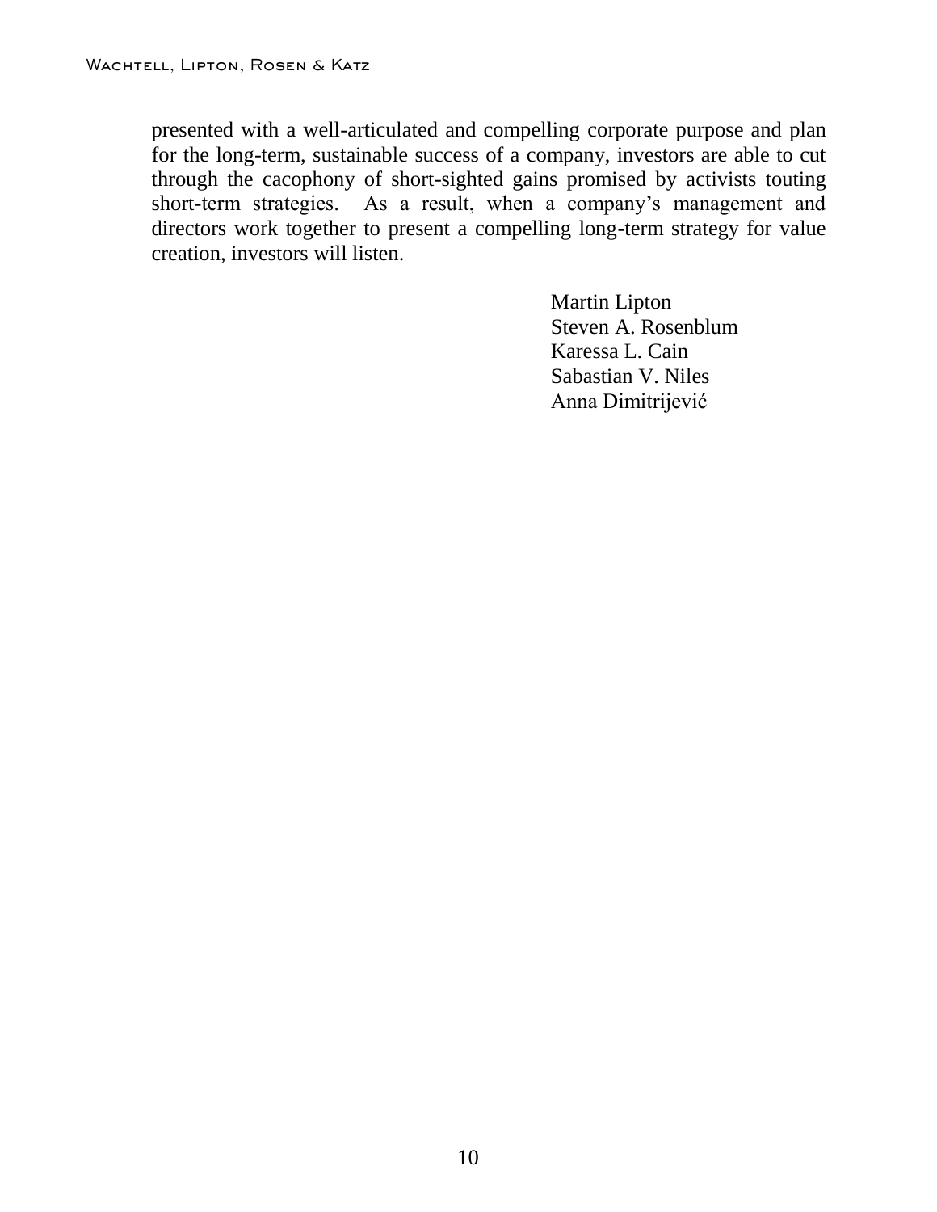presented with a well-articulated and compelling corporate purpose and plan for the long-term, sustainable success of a company, investors are able to cut through the cacophony of short-sighted gains promised by activists touting short-term strategies. As a result, when a company's management and directors work together to present a compelling long-term strategy for value creation, investors will listen.

Martin Lipton
Steven A. Rosenblum
Karessa L. Cain
Sabastian V. Niles
Anna Dimitrijević